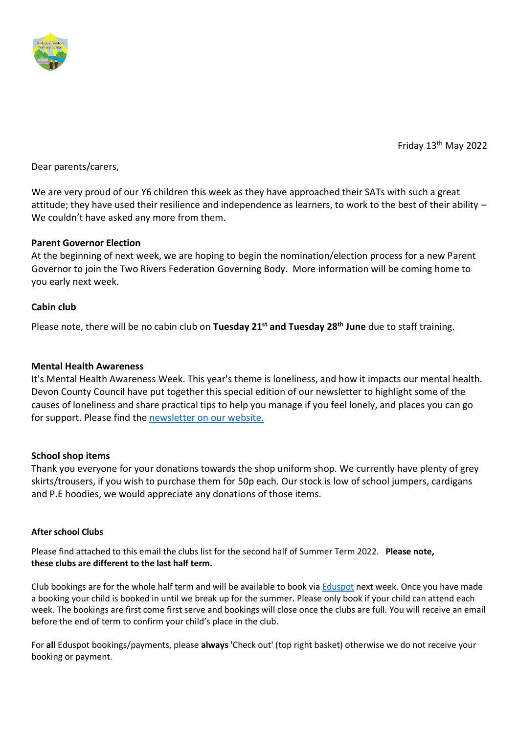Friday 13th May 2022

Dear parents/carers,

We are very proud of our Y6 children this week as they have approached their SATs with such a great attitude; they have used their resilience and independence as learners, to work to the best of their ability – We couldn't have asked any more from them.

**Parent Governor Election**

At the beginning of next week, we are hoping to begin the nomination/election process for a new Parent Governor to join the Two Rivers Federation Governing Body. More information will be coming home to you early next week.

**Cabin club**

Please note, there will be no cabin club on **Tuesday 21st and Tuesday 28th June** due to staff training.

**Mental Health Awareness**

It's Mental Health Awareness Week. This year's theme is loneliness, and how it impacts our mental health. Devon County Council have put together this special edition of our newsletter to highlight some of the causes of loneliness and share practical tips to help you manage if you feel lonely, and places you can go for support. Please find the newsletter on our website.

**School shop items**

Thank you everyone for your donations towards the shop uniform shop. We currently have plenty of grey skirts/trousers, if you wish to purchase them for 50p each. Our stock is low of school jumpers, cardigans and P.E hoodies, we would appreciate any donations of those items.

**After school Clubs**

Please find attached to this email the clubs list for the second half of Summer Term 2022. **Please note, these clubs are different to the last half term.**

Club bookings are for the whole half term and will be available to book via Eduspot next week. Once you have made a booking your child is booked in until we break up for the summer. Please only book if your child can attend each week. The bookings are first come first serve and bookings will close once the clubs are full. You will receive an email before the end of term to confirm your child's place in the club.

For **all** Eduspot bookings/payments, please **always** 'Check out' (top right basket) otherwise we do not receive your booking or payment.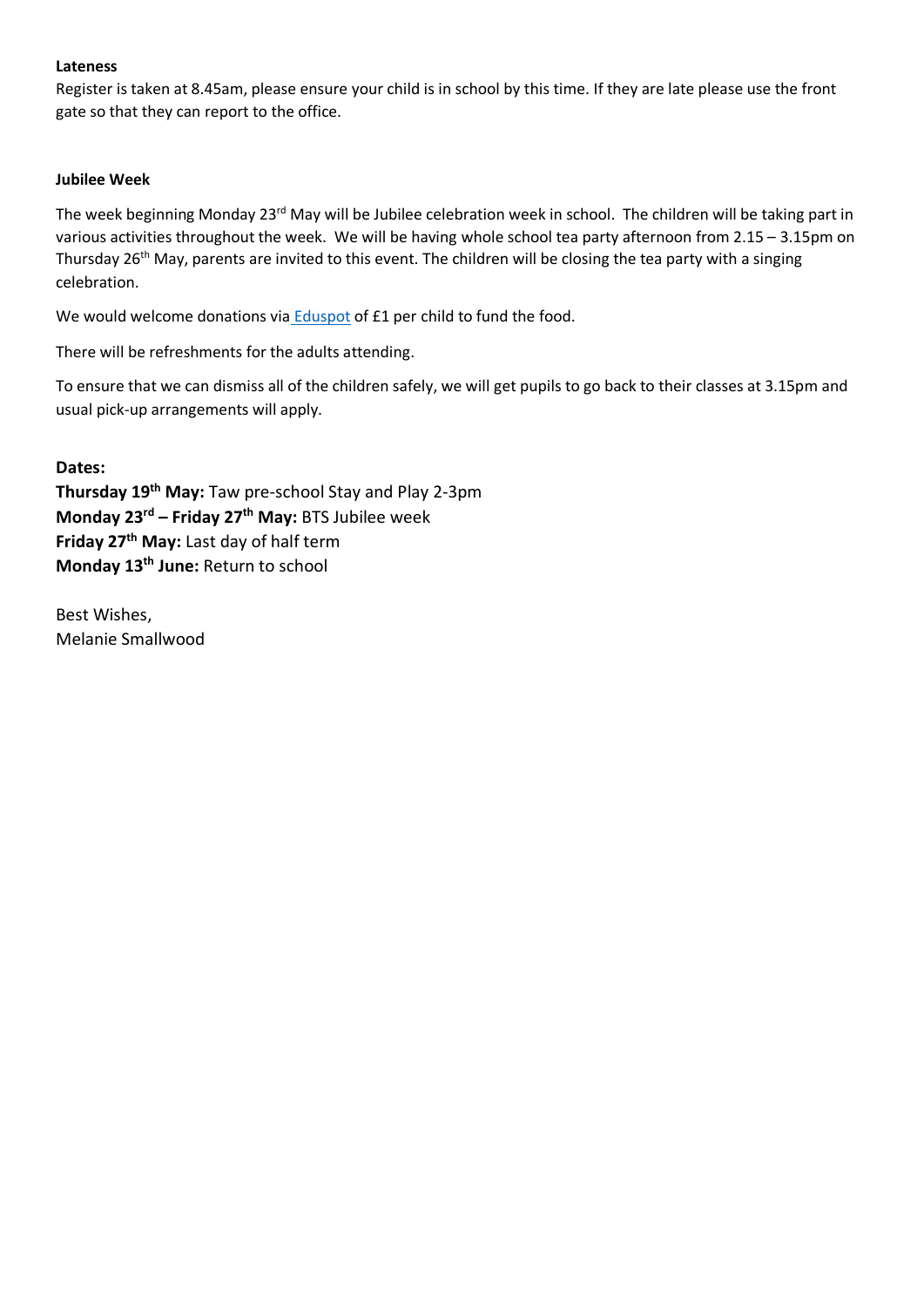**Lateness**

Register is taken at 8.45am, please ensure your child is in school by this time. If they are late please use the front gate so that they can report to the office.

**Jubilee Week**

The week beginning Monday 23rd May will be Jubilee celebration week in school. The children will be taking part in various activities throughout the week. We will be having whole school tea party afternoon from 2.15 – 3.15pm on Thursday 26th May, parents are invited to this event. The children will be closing the tea party with a singing celebration.

We would welcome donations via Eduspot of £1 per child to fund the food.

There will be refreshments for the adults attending.

To ensure that we can dismiss all of the children safely, we will get pupils to go back to their classes at 3.15pm and usual pick-up arrangements will apply.

**Dates:**

**Thursday 19th May:** Taw pre-school Stay and Play 2-3pm
**Monday 23rd – Friday 27th May:** BTS Jubilee week
**Friday 27th May:** Last day of half term
**Monday 13th June:** Return to school

Best Wishes,
Melanie Smallwood